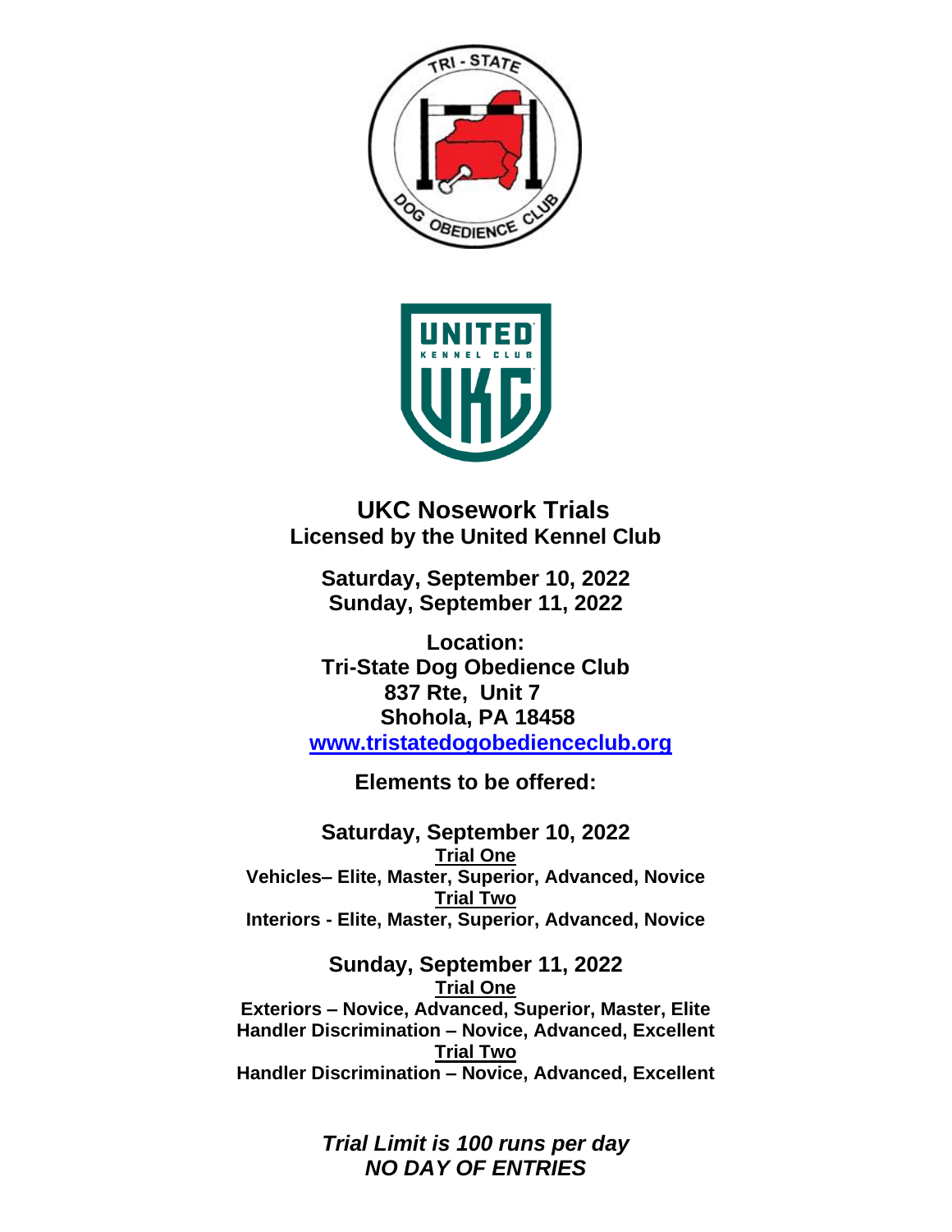# UKC Nosework Trials

## Licensed by the United Kennel Club

**Saturday, September 10, 2022**
**Sunday, September 11, 2022**

**Location:**
**Tri-State Dog Obedience Club**
**837 Rte, Unit 7**
**Shohola, PA 18458**
**www.tristatedogobedienceclub.org**

## Elements to be offered:

**Saturday, September 10, 2022**

**Trial One**

**Vehicles– Elite, Master, Superior, Advanced, Novice**

**Trial Two**

**Interiors - Elite, Master, Superior, Advanced, Novice**

**Sunday, September 11, 2022**

**Trial One**

**Exteriors – Novice, Advanced, Superior, Master, Elite**
**Handler Discrimination – Novice, Advanced, Excellent**

**Trial Two**

**Handler Discrimination – Novice, Advanced, Excellent**

***Trial Limit is 100 runs per day***
***NO DAY OF ENTRIES***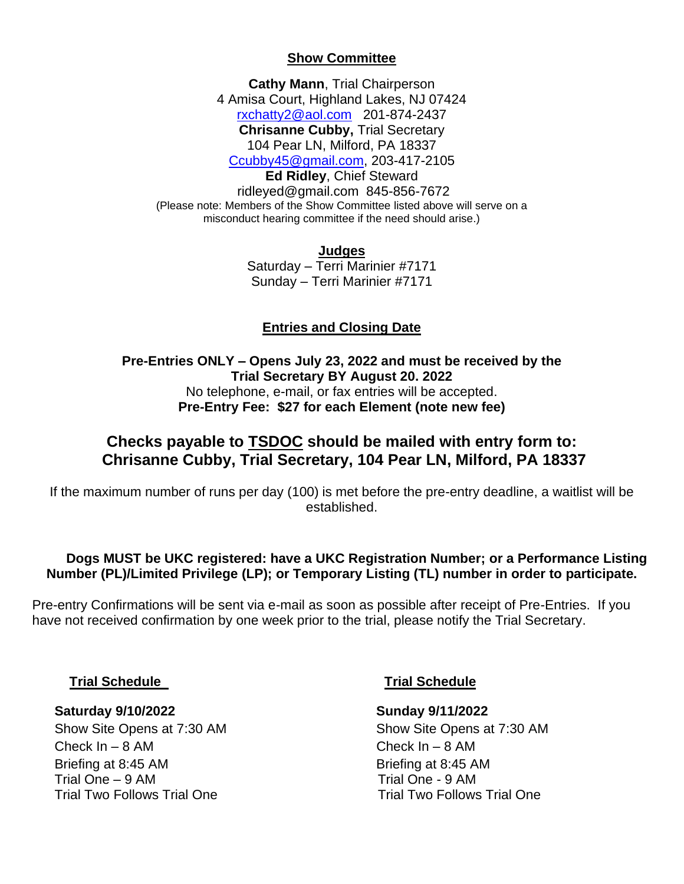## Show Committee

**Cathy Mann**, Trial Chairperson
4 Amisa Court, Highland Lakes, NJ 07424
rxchatty2@aol.com 201-874-2437

**Chrisanne Cubby,** Trial Secretary
104 Pear LN, Milford, PA 18337
Ccubby45@gmail.com, 203-417-2105

**Ed Ridley**, Chief Steward
ridleyed@gmail.com 845-856-7672

(Please note: Members of the Show Committee listed above will serve on a misconduct hearing committee if the need should arise.)

## Judges

Saturday – Terri Marinier #7171
Sunday – Terri Marinier #7171

## Entries and Closing Date

**Pre-Entries ONLY – Opens July 23, 2022 and must be received by the Trial Secretary BY August 20. 2022**

No telephone, e-mail, or fax entries will be accepted.

**Pre-Entry Fee: $27 for each Element (note new fee)**

## Checks payable to TSDOC should be mailed with entry form to: Chrisanne Cubby, Trial Secretary, 104 Pear LN, Milford, PA 18337

If the maximum number of runs per day (100) is met before the pre-entry deadline, a waitlist will be established.

**Dogs MUST be UKC registered: have a UKC Registration Number; or a Performance Listing Number (PL)/Limited Privilege (LP); or Temporary Listing (TL) number in order to participate.**

Pre-entry Confirmations will be sent via e-mail as soon as possible after receipt of Pre-Entries. If you have not received confirmation by one week prior to the trial, please notify the Trial Secretary.

## Trial Schedule

**Saturday 9/10/2022**
Show Site Opens at 7:30 AM
Check In – 8 AM
Briefing at 8:45 AM
Trial One – 9 AM
Trial Two Follows Trial One

## Trial Schedule

**Sunday 9/11/2022**
Show Site Opens at 7:30 AM
Check In – 8 AM
Briefing at 8:45 AM
Trial One - 9 AM
Trial Two Follows Trial One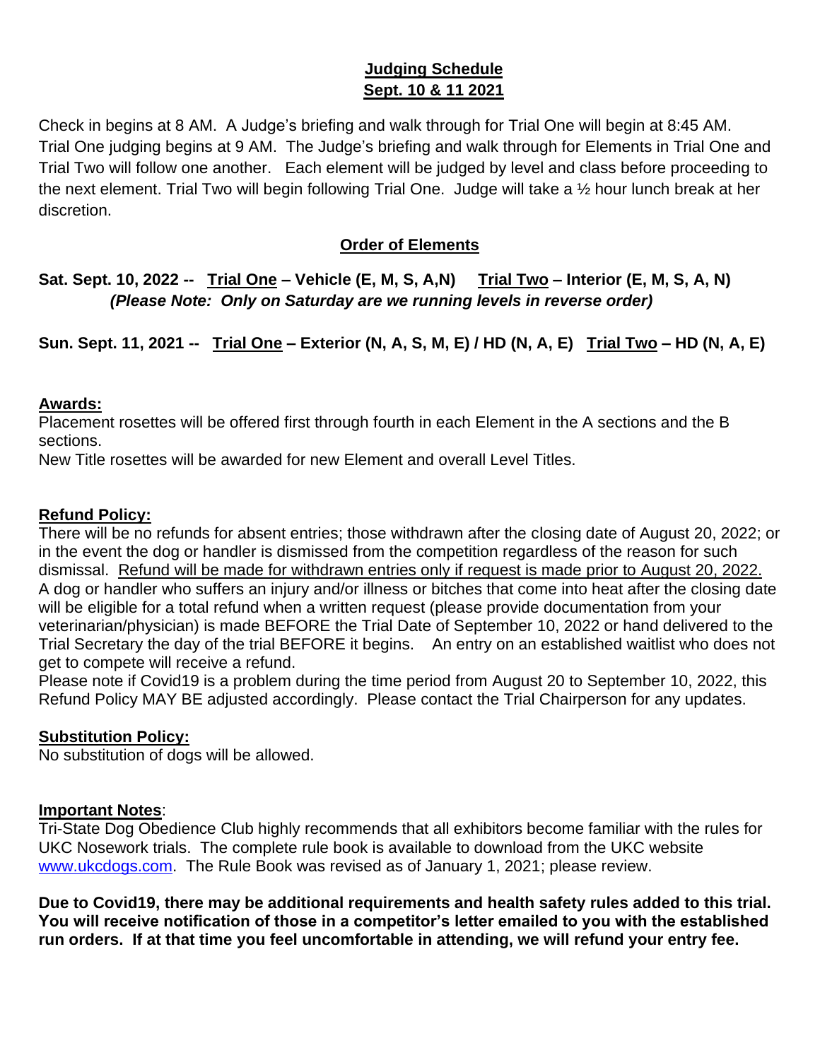## Judging Schedule
## Sept. 10 & 11 2021

Check in begins at 8 AM. A Judge's briefing and walk through for Trial One will begin at 8:45 AM. Trial One judging begins at 9 AM. The Judge's briefing and walk through for Elements in Trial One and Trial Two will follow one another. Each element will be judged by level and class before proceeding to the next element. Trial Two will begin following Trial One. Judge will take a ½ hour lunch break at her discretion.

### Order of Elements

**Sat. Sept. 10, 2022 -- Trial One – Vehicle (E, M, S, A,N) Trial Two – Interior (E, M, S, A, N)**
***(Please Note: Only on Saturday are we running levels in reverse order)***

**Sun. Sept. 11, 2021 -- Trial One – Exterior (N, A, S, M, E) / HD (N, A, E) Trial Two – HD (N, A, E)**

**Awards:**

Placement rosettes will be offered first through fourth in each Element in the A sections and the B sections.

New Title rosettes will be awarded for new Element and overall Level Titles.

**Refund Policy:**

There will be no refunds for absent entries; those withdrawn after the closing date of August 20, 2022; or in the event the dog or handler is dismissed from the competition regardless of the reason for such dismissal. Refund will be made for withdrawn entries only if request is made prior to August 20, 2022. A dog or handler who suffers an injury and/or illness or bitches that come into heat after the closing date will be eligible for a total refund when a written request (please provide documentation from your veterinarian/physician) is made BEFORE the Trial Date of September 10, 2022 or hand delivered to the Trial Secretary the day of the trial BEFORE it begins. An entry on an established waitlist who does not get to compete will receive a refund.

Please note if Covid19 is a problem during the time period from August 20 to September 10, 2022, this Refund Policy MAY BE adjusted accordingly. Please contact the Trial Chairperson for any updates.

**Substitution Policy:**

No substitution of dogs will be allowed.

**Important Notes**:

Tri-State Dog Obedience Club highly recommends that all exhibitors become familiar with the rules for UKC Nosework trials. The complete rule book is available to download from the UKC website www.ukcdogs.com. The Rule Book was revised as of January 1, 2021; please review.

**Due to Covid19, there may be additional requirements and health safety rules added to this trial. You will receive notification of those in a competitor's letter emailed to you with the established run orders. If at that time you feel uncomfortable in attending, we will refund your entry fee.**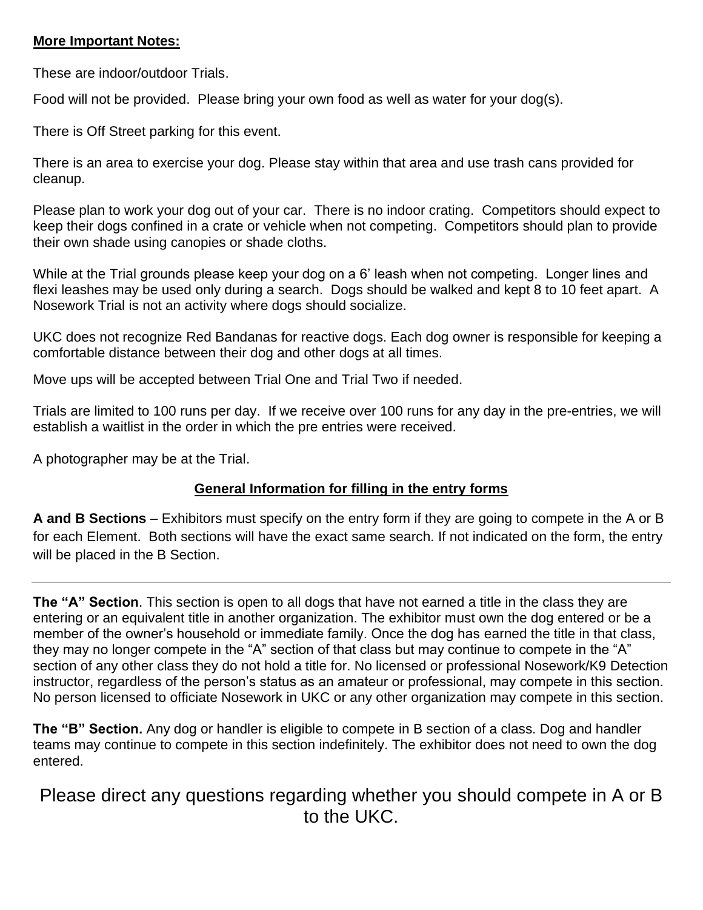**More Important Notes:**

These are indoor/outdoor Trials.

Food will not be provided. Please bring your own food as well as water for your dog(s).

There is Off Street parking for this event.

There is an area to exercise your dog. Please stay within that area and use trash cans provided for cleanup.

Please plan to work your dog out of your car. There is no indoor crating. Competitors should expect to keep their dogs confined in a crate or vehicle when not competing. Competitors should plan to provide their own shade using canopies or shade cloths.

While at the Trial grounds please keep your dog on a 6' leash when not competing. Longer lines and flexi leashes may be used only during a search. Dogs should be walked and kept 8 to 10 feet apart. A Nosework Trial is not an activity where dogs should socialize.

UKC does not recognize Red Bandanas for reactive dogs. Each dog owner is responsible for keeping a comfortable distance between their dog and other dogs at all times.

Move ups will be accepted between Trial One and Trial Two if needed.

Trials are limited to 100 runs per day. If we receive over 100 runs for any day in the pre-entries, we will establish a waitlist in the order in which the pre entries were received.

A photographer may be at the Trial.

**General Information for filling in the entry forms**

**A and B Sections** – Exhibitors must specify on the entry form if they are going to compete in the A or B for each Element. Both sections will have the exact same search. If not indicated on the form, the entry will be placed in the B Section.

---

**The "A" Section**. This section is open to all dogs that have not earned a title in the class they are entering or an equivalent title in another organization. The exhibitor must own the dog entered or be a member of the owner's household or immediate family. Once the dog has earned the title in that class, they may no longer compete in the "A" section of that class but may continue to compete in the "A" section of any other class they do not hold a title for. No licensed or professional Nosework/K9 Detection instructor, regardless of the person's status as an amateur or professional, may compete in this section. No person licensed to officiate Nosework in UKC or any other organization may compete in this section.

**The "B" Section.** Any dog or handler is eligible to compete in B section of a class. Dog and handler teams may continue to compete in this section indefinitely. The exhibitor does not need to own the dog entered.

Please direct any questions regarding whether you should compete in A or B to the UKC.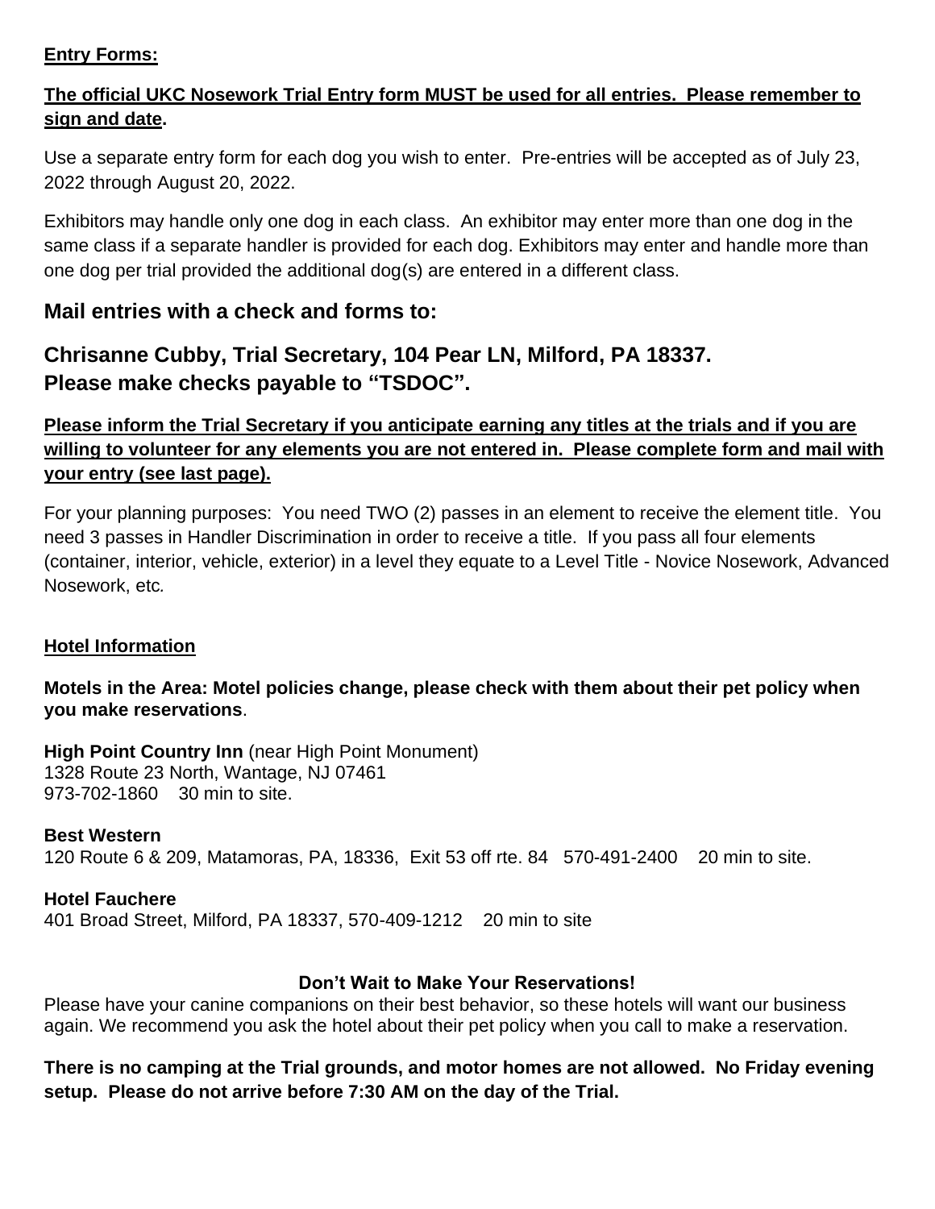**Entry Forms:**

**The official UKC Nosework Trial Entry form MUST be used for all entries. Please remember to sign and date.**

Use a separate entry form for each dog you wish to enter. Pre-entries will be accepted as of July 23, 2022 through August 20, 2022.

Exhibitors may handle only one dog in each class. An exhibitor may enter more than one dog in the same class if a separate handler is provided for each dog. Exhibitors may enter and handle more than one dog per trial provided the additional dog(s) are entered in a different class.

## Mail entries with a check and forms to:

## Chrisanne Cubby, Trial Secretary, 104 Pear LN, Milford, PA 18337. Please make checks payable to "TSDOC".

**Please inform the Trial Secretary if you anticipate earning any titles at the trials and if you are willing to volunteer for any elements you are not entered in. Please complete form and mail with your entry (see last page).**

For your planning purposes: You need TWO (2) passes in an element to receive the element title. You need 3 passes in Handler Discrimination in order to receive a title. If you pass all four elements (container, interior, vehicle, exterior) in a level they equate to a Level Title - Novice Nosework, Advanced Nosework, etc.

**Hotel Information**

**Motels in the Area: Motel policies change, please check with them about their pet policy when you make reservations**.

**High Point Country Inn** (near High Point Monument)
1328 Route 23 North, Wantage, NJ 07461
973-702-1860 30 min to site.

**Best Western**
120 Route 6 & 209, Matamoras, PA, 18336, Exit 53 off rte. 84 570-491-2400 20 min to site.

**Hotel Fauchere**
401 Broad Street, Milford, PA 18337, 570-409-1212 20 min to site

**Don't Wait to Make Your Reservations!**

Please have your canine companions on their best behavior, so these hotels will want our business again. We recommend you ask the hotel about their pet policy when you call to make a reservation.

**There is no camping at the Trial grounds, and motor homes are not allowed. No Friday evening setup. Please do not arrive before 7:30 AM on the day of the Trial.**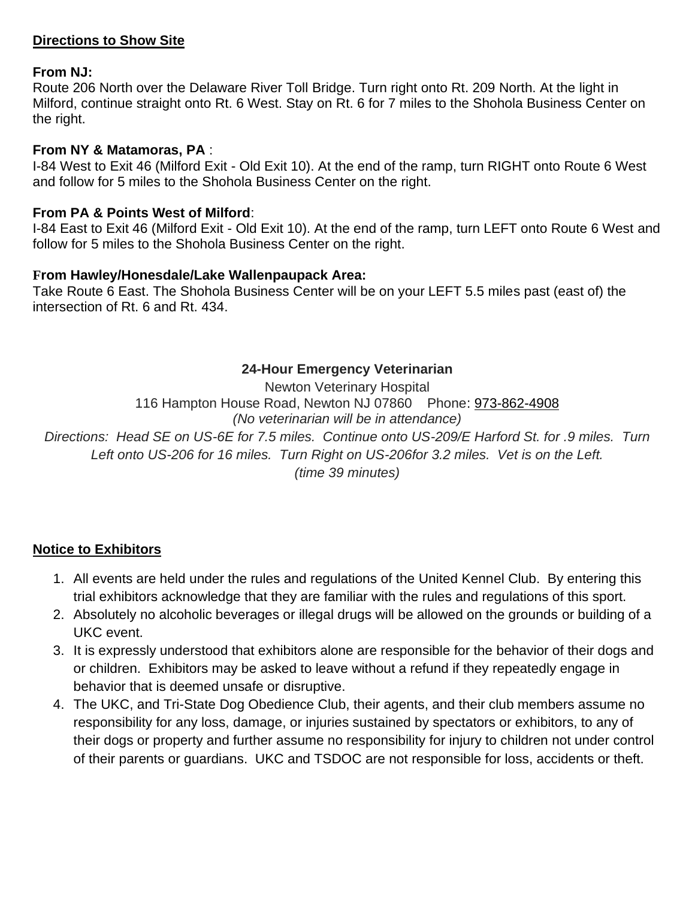## Directions to Show Site

**From NJ:**
Route 206 North over the Delaware River Toll Bridge. Turn right onto Rt. 209 North. At the light in Milford, continue straight onto Rt. 6 West. Stay on Rt. 6 for 7 miles to the Shohola Business Center on the right.

**From NY & Matamoras, PA** :
I-84 West to Exit 46 (Milford Exit - Old Exit 10). At the end of the ramp, turn RIGHT onto Route 6 West and follow for 5 miles to the Shohola Business Center on the right.

**From PA & Points West of Milford**:
I-84 East to Exit 46 (Milford Exit - Old Exit 10). At the end of the ramp, turn LEFT onto Route 6 West and follow for 5 miles to the Shohola Business Center on the right.

**From Hawley/Honesdale/Lake Wallenpaupack Area:**
Take Route 6 East. The Shohola Business Center will be on your LEFT 5.5 miles past (east of) the intersection of Rt. 6 and Rt. 434.

**24-Hour Emergency Veterinarian**

Newton Veterinary Hospital
116 Hampton House Road, Newton NJ 07860 Phone: 973-862-4908
*(No veterinarian will be in attendance)*
*Directions: Head SE on US-6E for 7.5 miles. Continue onto US-209/E Harford St. for .9 miles. Turn Left onto US-206 for 16 miles. Turn Right on US-206for 3.2 miles. Vet is on the Left.*
*(time 39 minutes)*

## Notice to Exhibitors

1. All events are held under the rules and regulations of the United Kennel Club. By entering this trial exhibitors acknowledge that they are familiar with the rules and regulations of this sport.
2. Absolutely no alcoholic beverages or illegal drugs will be allowed on the grounds or building of a UKC event.
3. It is expressly understood that exhibitors alone are responsible for the behavior of their dogs and or children. Exhibitors may be asked to leave without a refund if they repeatedly engage in behavior that is deemed unsafe or disruptive.
4. The UKC, and Tri-State Dog Obedience Club, their agents, and their club members assume no responsibility for any loss, damage, or injuries sustained by spectators or exhibitors, to any of their dogs or property and further assume no responsibility for injury to children not under control of their parents or guardians. UKC and TSDOC are not responsible for loss, accidents or theft.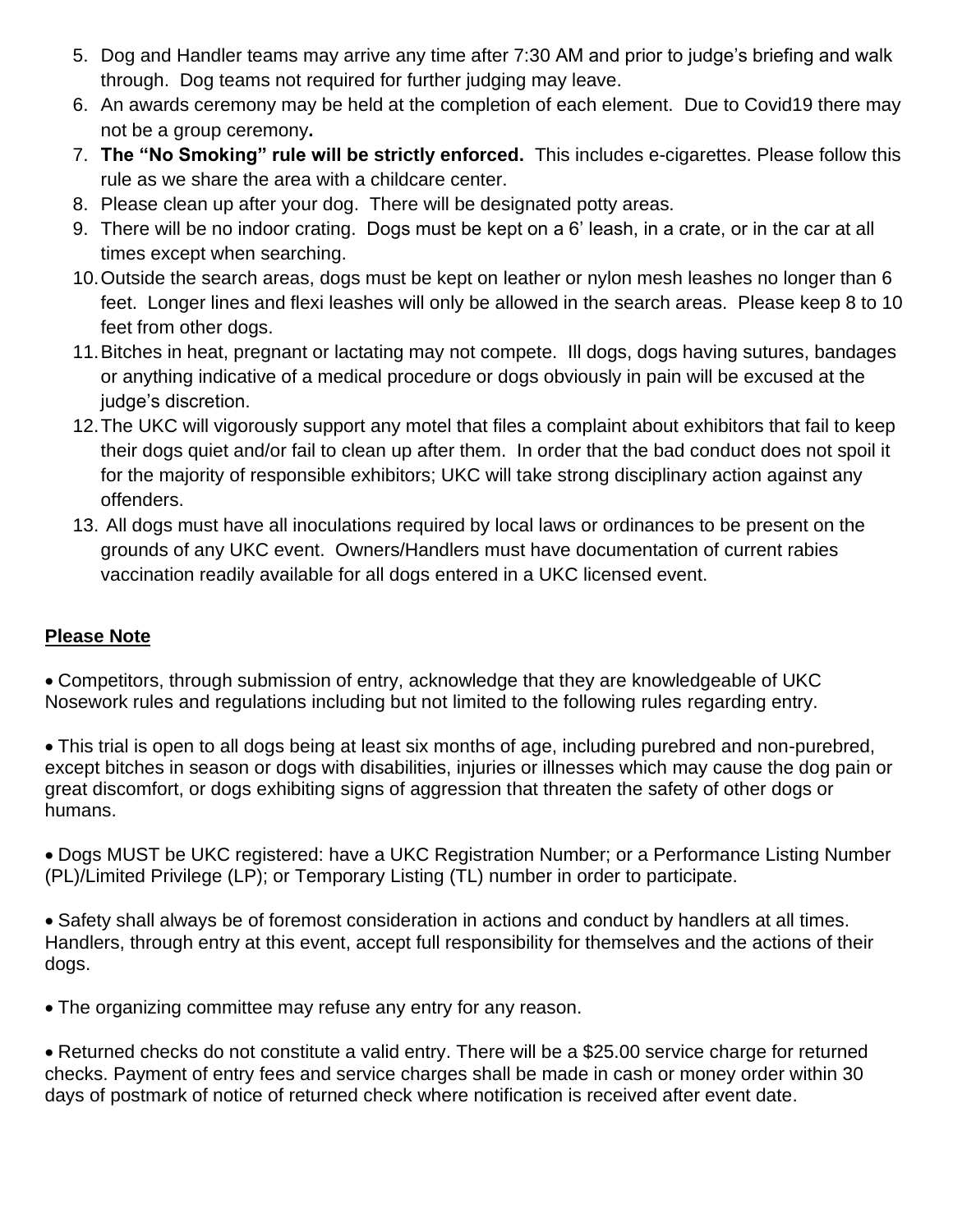5. Dog and Handler teams may arrive any time after 7:30 AM and prior to judge's briefing and walk through. Dog teams not required for further judging may leave.
6. An awards ceremony may be held at the completion of each element. Due to Covid19 there may not be a group ceremony**.**
7. **The "No Smoking" rule will be strictly enforced.** This includes e-cigarettes. Please follow this rule as we share the area with a childcare center.
8. Please clean up after your dog. There will be designated potty areas.
9. There will be no indoor crating. Dogs must be kept on a 6' leash, in a crate, or in the car at all times except when searching.
10. Outside the search areas, dogs must be kept on leather or nylon mesh leashes no longer than 6 feet. Longer lines and flexi leashes will only be allowed in the search areas. Please keep 8 to 10 feet from other dogs.
11. Bitches in heat, pregnant or lactating may not compete. Ill dogs, dogs having sutures, bandages or anything indicative of a medical procedure or dogs obviously in pain will be excused at the judge's discretion.
12. The UKC will vigorously support any motel that files a complaint about exhibitors that fail to keep their dogs quiet and/or fail to clean up after them. In order that the bad conduct does not spoil it for the majority of responsible exhibitors; UKC will take strong disciplinary action against any offenders.
13. All dogs must have all inoculations required by local laws or ordinances to be present on the grounds of any UKC event. Owners/Handlers must have documentation of current rabies vaccination readily available for all dogs entered in a UKC licensed event.

**Please Note**

- Competitors, through submission of entry, acknowledge that they are knowledgeable of UKC Nosework rules and regulations including but not limited to the following rules regarding entry.

- This trial is open to all dogs being at least six months of age, including purebred and non-purebred, except bitches in season or dogs with disabilities, injuries or illnesses which may cause the dog pain or great discomfort, or dogs exhibiting signs of aggression that threaten the safety of other dogs or humans.

- Dogs MUST be UKC registered: have a UKC Registration Number; or a Performance Listing Number (PL)/Limited Privilege (LP); or Temporary Listing (TL) number in order to participate.

- Safety shall always be of foremost consideration in actions and conduct by handlers at all times. Handlers, through entry at this event, accept full responsibility for themselves and the actions of their dogs.

- The organizing committee may refuse any entry for any reason.

- Returned checks do not constitute a valid entry. There will be a $25.00 service charge for returned checks. Payment of entry fees and service charges shall be made in cash or money order within 30 days of postmark of notice of returned check where notification is received after event date.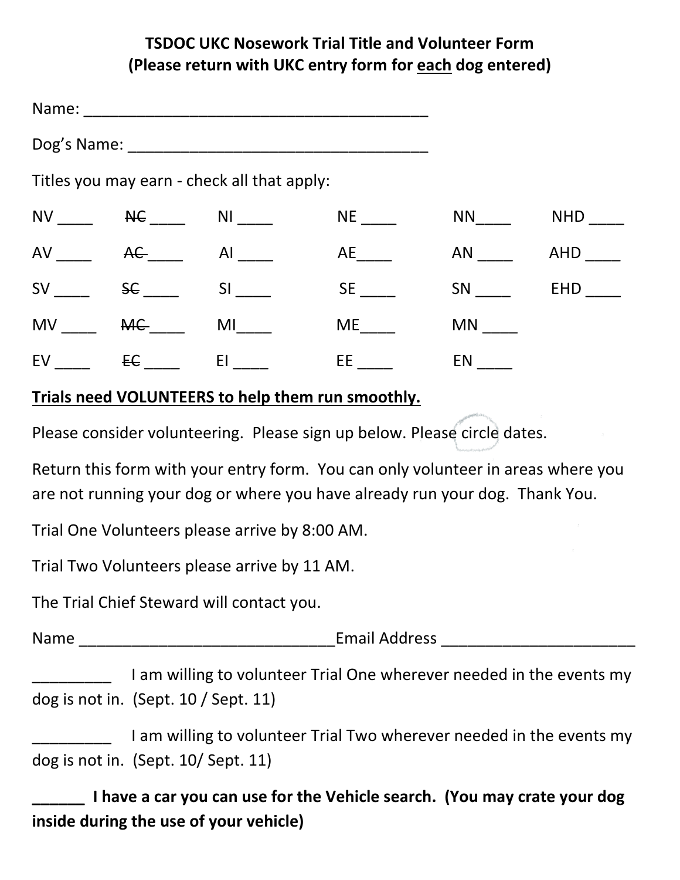**TSDOC UKC Nosework Trial Title and Volunteer Form**
**(Please return with UKC entry form for each dog entered)**

Name: ________________________________________

Dog's Name: ___________________________________

Titles you may earn - check all that apply:

| | | | | | |
|---|---|---|---|---|---|
| NV ____ | ~~NC~~ ____ | NI ____ | NE ____ | NN____ | NHD ____ |
| AV ____ | ~~AC~~ ____ | AI ____ | AE____ | AN ____ | AHD ____ |
| SV ____ | ~~SC~~ ____ | SI ____ | SE ____ | SN ____ | EHD ____ |
| MV ____ | ~~MC~~ ____ | MI____ | ME____ | MN ____ | |
| EV ____ | ~~EC~~ ____ | EI ____ | EE ____ | EN ____ | |

**Trials need VOLUNTEERS to help them run smoothly.**

Please consider volunteering. Please sign up below. Please circle dates.

Return this form with your entry form. You can only volunteer in areas where you are not running your dog or where you have already run your dog. Thank You.

Trial One Volunteers please arrive by 8:00 AM.

Trial Two Volunteers please arrive by 11 AM.

The Trial Chief Steward will contact you.

Name ______________________________Email Address ______________________

_________ I am willing to volunteer Trial One wherever needed in the events my dog is not in. (Sept. 10 / Sept. 11)

_________ I am willing to volunteer Trial Two wherever needed in the events my dog is not in. (Sept. 10/ Sept. 11)

**______ I have a car you can use for the Vehicle search. (You may crate your dog inside during the use of your vehicle)**